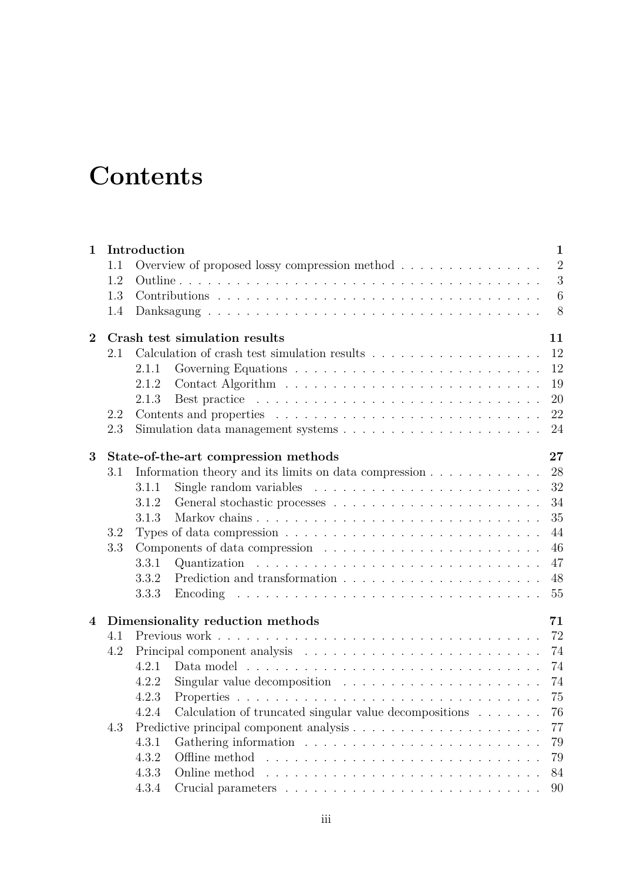# Contents

| | | | |
|---|---|---|---|
| **1** | **Introduction** | | **1** |
| | 1.1 | Overview of proposed lossy compression method | 2 |
| | 1.2 | Outline | 3 |
| | 1.3 | Contributions | 6 |
| | 1.4 | Danksagung | 8 |
| **2** | **Crash test simulation results** | | **11** |
| | 2.1 | Calculation of crash test simulation results | 12 |
| | 2.1.1 | Governing Equations | 12 |
| | 2.1.2 | Contact Algorithm | 19 |
| | 2.1.3 | Best practice | 20 |
| | 2.2 | Contents and properties | 22 |
| | 2.3 | Simulation data management systems | 24 |
| **3** | **State-of-the-art compression methods** | | **27** |
| | 3.1 | Information theory and its limits on data compression | 28 |
| | 3.1.1 | Single random variables | 32 |
| | 3.1.2 | General stochastic processes | 34 |
| | 3.1.3 | Markov chains | 35 |
| | 3.2 | Types of data compression | 44 |
| | 3.3 | Components of data compression | 46 |
| | 3.3.1 | Quantization | 47 |
| | 3.3.2 | Prediction and transformation | 48 |
| | 3.3.3 | Encoding | 55 |
| **4** | **Dimensionality reduction methods** | | **71** |
| | 4.1 | Previous work | 72 |
| | 4.2 | Principal component analysis | 74 |
| | 4.2.1 | Data model | 74 |
| | 4.2.2 | Singular value decomposition | 74 |
| | 4.2.3 | Properties | 75 |
| | 4.2.4 | Calculation of truncated singular value decompositions | 76 |
| | 4.3 | Predictive principal component analysis | 77 |
| | 4.3.1 | Gathering information | 79 |
| | 4.3.2 | Offline method | 79 |
| | 4.3.3 | Online method | 84 |
| | 4.3.4 | Crucial parameters | 90 |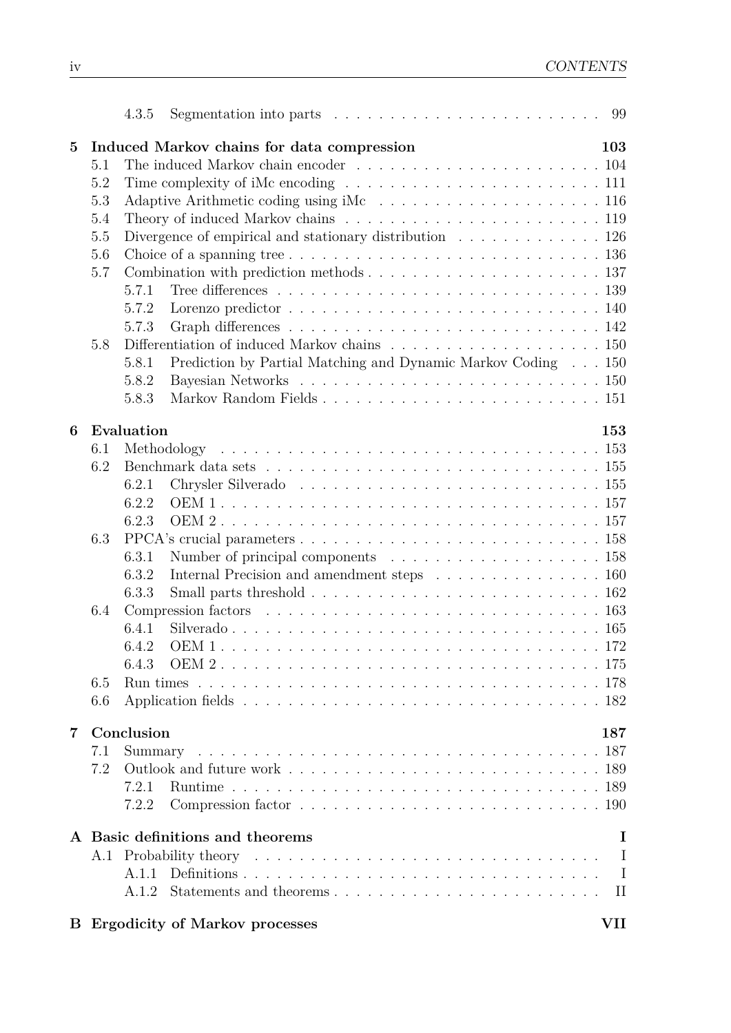4.3.5 Segmentation into parts . . . . . . . . . . . . . . . . . . . . . . . . 99

**5 Induced Markov chains for data compression 103**

- 5.1 The induced Markov chain encoder . . . . . . . . . . . . . . . . . . . . . . 104
- 5.2 Time complexity of iMc encoding . . . . . . . . . . . . . . . . . . . . . . . 111
- 5.3 Adaptive Arithmetic coding using iMc . . . . . . . . . . . . . . . . . . . . 116
- 5.4 Theory of induced Markov chains . . . . . . . . . . . . . . . . . . . . . . . 119
- 5.5 Divergence of empirical and stationary distribution . . . . . . . . . . . . . 126
- 5.6 Choice of a spanning tree . . . . . . . . . . . . . . . . . . . . . . . . . . . 136
- 5.7 Combination with prediction methods . . . . . . . . . . . . . . . . . . . . . 137
  - 5.7.1 Tree differences . . . . . . . . . . . . . . . . . . . . . . . . . . . . 139
  - 5.7.2 Lorenzo predictor . . . . . . . . . . . . . . . . . . . . . . . . . . . 140
  - 5.7.3 Graph differences . . . . . . . . . . . . . . . . . . . . . . . . . . . 142
- 5.8 Differentiation of induced Markov chains . . . . . . . . . . . . . . . . . . . 150
  - 5.8.1 Prediction by Partial Matching and Dynamic Markov Coding . . . 150
  - 5.8.2 Bayesian Networks . . . . . . . . . . . . . . . . . . . . . . . . . . . 150
  - 5.8.3 Markov Random Fields . . . . . . . . . . . . . . . . . . . . . . . . . 151

**6 Evaluation 153**

- 6.1 Methodology . . . . . . . . . . . . . . . . . . . . . . . . . . . . . . . . . 153
- 6.2 Benchmark data sets . . . . . . . . . . . . . . . . . . . . . . . . . . . . . 155
  - 6.2.1 Chrysler Silverado . . . . . . . . . . . . . . . . . . . . . . . . . . . 155
  - 6.2.2 OEM 1 . . . . . . . . . . . . . . . . . . . . . . . . . . . . . . . . . 157
  - 6.2.3 OEM 2 . . . . . . . . . . . . . . . . . . . . . . . . . . . . . . . . . 157
- 6.3 PPCA's crucial parameters . . . . . . . . . . . . . . . . . . . . . . . . . . 158
  - 6.3.1 Number of principal components . . . . . . . . . . . . . . . . . . . 158
  - 6.3.2 Internal Precision and amendment steps . . . . . . . . . . . . . . . 160
  - 6.3.3 Small parts threshold . . . . . . . . . . . . . . . . . . . . . . . . . 162
- 6.4 Compression factors . . . . . . . . . . . . . . . . . . . . . . . . . . . . . 163
  - 6.4.1 Silverado . . . . . . . . . . . . . . . . . . . . . . . . . . . . . . . . 165
  - 6.4.2 OEM 1 . . . . . . . . . . . . . . . . . . . . . . . . . . . . . . . . . 172
  - 6.4.3 OEM 2 . . . . . . . . . . . . . . . . . . . . . . . . . . . . . . . . . 175
- 6.5 Run times . . . . . . . . . . . . . . . . . . . . . . . . . . . . . . . . . . 178
- 6.6 Application fields . . . . . . . . . . . . . . . . . . . . . . . . . . . . . . 182

**7 Conclusion 187**

- 7.1 Summary . . . . . . . . . . . . . . . . . . . . . . . . . . . . . . . . . . . 187
- 7.2 Outlook and future work . . . . . . . . . . . . . . . . . . . . . . . . . . . 189
  - 7.2.1 Runtime . . . . . . . . . . . . . . . . . . . . . . . . . . . . . . . . 189
  - 7.2.2 Compression factor . . . . . . . . . . . . . . . . . . . . . . . . . . 190

**A Basic definitions and theorems I**

- A.1 Probability theory . . . . . . . . . . . . . . . . . . . . . . . . . . . . . . I
  - A.1.1 Definitions . . . . . . . . . . . . . . . . . . . . . . . . . . . . . . . I
  - A.1.2 Statements and theorems . . . . . . . . . . . . . . . . . . . . . . . II

**B Ergodicity of Markov processes VII**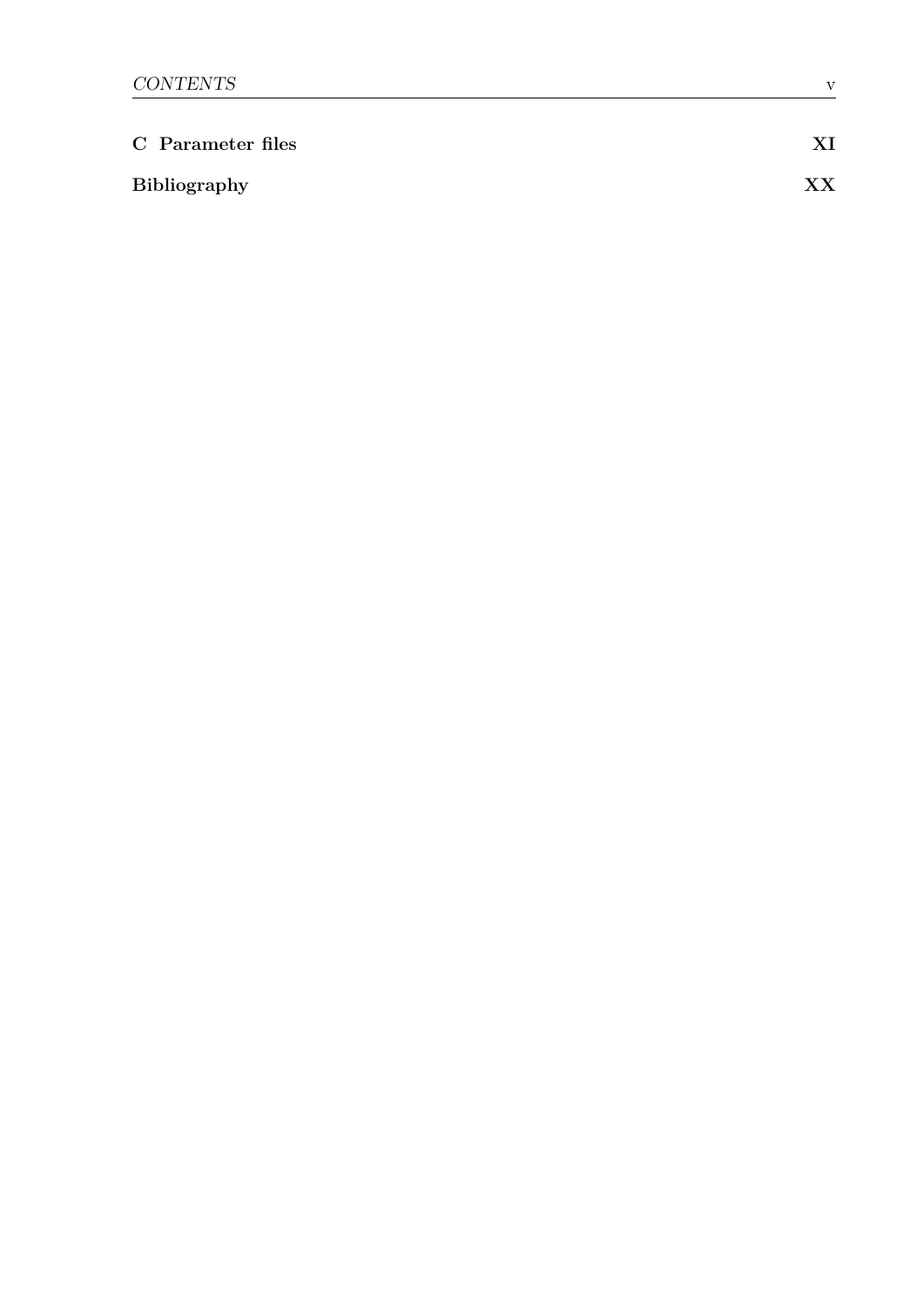**C Parameter files** **XI**

**Bibliography** **XX**